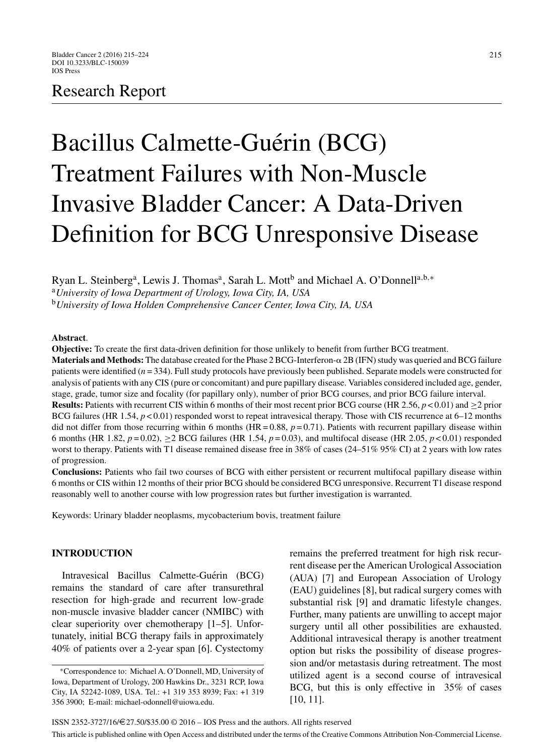## Research Report

# Bacillus Calmette-Guérin (BCG) Treatment Failures with Non-Muscle Invasive Bladder Cancer: A Data-Driven Definition for BCG Unresponsive Disease

Ryan L. Steinberg[a], Lewis J. Thomas[a], Sarah L. Mott[b] and Michael A. O'Donnell[a,b,*]

[a] *University of Iowa Department of Urology, Iowa City, IA, USA*

[b] *University of Iowa Holden Comprehensive Cancer Center, Iowa City, IA, USA*

**Abstract**.

**Objective:** To create the first data-driven definition for those unlikely to benefit from further BCG treatment.

**Materials and Methods:** The database created for the Phase 2 BCG-Interferon-α 2B (IFN) study was queried and BCG failure patients were identified ($n = 334$). Full study protocols have previously been published. Separate models were constructed for analysis of patients with any CIS (pure or concomitant) and pure papillary disease. Variables considered included age, gender, stage, grade, tumor size and focality (for papillary only), number of prior BCG courses, and prior BCG failure interval.

**Results:** Patients with recurrent CIS within 6 months of their most recent prior BCG course (HR 2.56, $p < 0.01$) and ≥2 prior BCG failures (HR 1.54, $p < 0.01$) responded worst to repeat intravesical therapy. Those with CIS recurrence at 6–12 months did not differ from those recurring within 6 months (HR = 0.88, $p = 0.71$). Patients with recurrent papillary disease within 6 months (HR 1.82, $p = 0.02$), ≥2 BCG failures (HR 1.54, $p = 0.03$), and multifocal disease (HR 2.05, $p < 0.01$) responded worst to therapy. Patients with T1 disease remained disease free in 38% of cases (24–51% 95% CI) at 2 years with low rates of progression.

**Conclusions:** Patients who fail two courses of BCG with either persistent or recurrent multifocal papillary disease within 6 months or CIS within 12 months of their prior BCG should be considered BCG unresponsive. Recurrent T1 disease respond reasonably well to another course with low progression rates but further investigation is warranted.

Keywords: Urinary bladder neoplasms, mycobacterium bovis, treatment failure

## INTRODUCTION

Intravesical Bacillus Calmette-Guérin (BCG) remains the standard of care after transurethral resection for high-grade and recurrent low-grade non-muscle invasive bladder cancer (NMIBC) with clear superiority over chemotherapy [1–5]. Unfortunately, initial BCG therapy fails in approximately 40% of patients over a 2-year span [6]. Cystectomy remains the preferred treatment for high risk recurrent disease per the American Urological Association (AUA) [7] and European Association of Urology (EAU) guidelines [8], but radical surgery comes with substantial risk [9] and dramatic lifestyle changes. Further, many patients are unwilling to accept major surgery until all other possibilities are exhausted. Additional intravesical therapy is another treatment option but risks the possibility of disease progression and/or metastasis during retreatment. The most utilized agent is a second course of intravesical BCG, but this is only effective in 35% of cases [10, 11].

*Correspondence to: Michael A. O'Donnell, MD, University of Iowa, Department of Urology, 200 Hawkins Dr., 3231 RCP, Iowa City, IA 52242-1089, USA. Tel.: +1 319 353 8939; Fax: +1 319 356 3900; E-mail: michael-odonnell@uiowa.edu.

ISSN 2352-3727/16/€27.50/$35.00 © 2016 – IOS Press and the authors. All rights reserved

This article is published online with Open Access and distributed under the terms of the Creative Commons Attribution Non-Commercial License.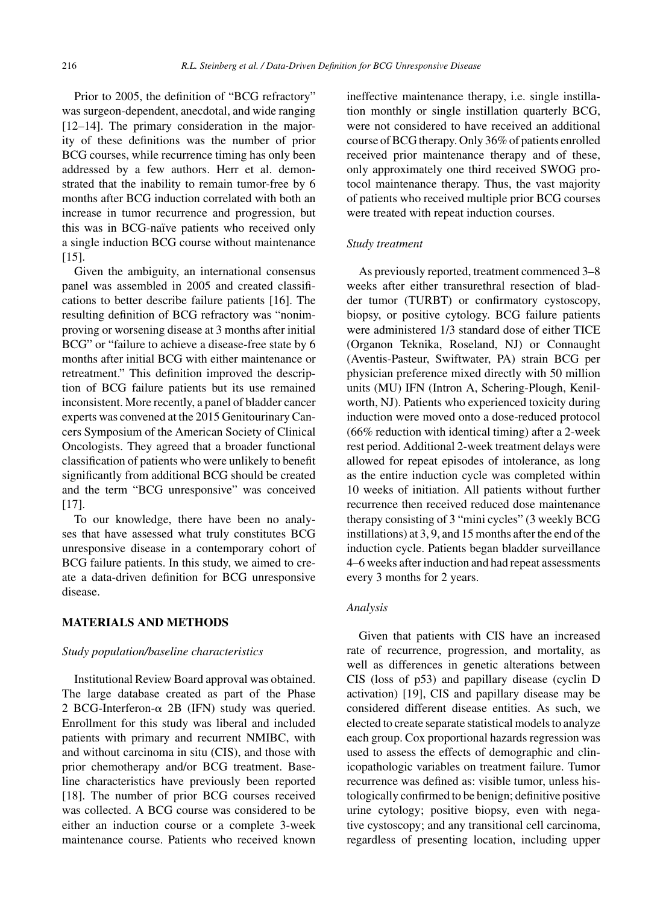Prior to 2005, the definition of "BCG refractory" was surgeon-dependent, anecdotal, and wide ranging [12–14]. The primary consideration in the majority of these definitions was the number of prior BCG courses, while recurrence timing has only been addressed by a few authors. Herr et al. demonstrated that the inability to remain tumor-free by 6 months after BCG induction correlated with both an increase in tumor recurrence and progression, but this was in BCG-naïve patients who received only a single induction BCG course without maintenance [15].

Given the ambiguity, an international consensus panel was assembled in 2005 and created classifications to better describe failure patients [16]. The resulting definition of BCG refractory was "nonimproving or worsening disease at 3 months after initial BCG" or "failure to achieve a disease-free state by 6 months after initial BCG with either maintenance or retreatment." This definition improved the description of BCG failure patients but its use remained inconsistent. More recently, a panel of bladder cancer experts was convened at the 2015 Genitourinary Cancers Symposium of the American Society of Clinical Oncologists. They agreed that a broader functional classification of patients who were unlikely to benefit significantly from additional BCG should be created and the term "BCG unresponsive" was conceived [17].

To our knowledge, there have been no analyses that have assessed what truly constitutes BCG unresponsive disease in a contemporary cohort of BCG failure patients. In this study, we aimed to create a data-driven definition for BCG unresponsive disease.

## MATERIALS AND METHODS

### *Study population/baseline characteristics*

Institutional Review Board approval was obtained. The large database created as part of the Phase 2 BCG-Interferon-$\alpha$ 2B (IFN) study was queried. Enrollment for this study was liberal and included patients with primary and recurrent NMIBC, with and without carcinoma in situ (CIS), and those with prior chemotherapy and/or BCG treatment. Baseline characteristics have previously been reported [18]. The number of prior BCG courses received was collected. A BCG course was considered to be either an induction course or a complete 3-week maintenance course. Patients who received known ineffective maintenance therapy, i.e. single instillation monthly or single instillation quarterly BCG, were not considered to have received an additional course of BCG therapy. Only 36% of patients enrolled received prior maintenance therapy and of these, only approximately one third received SWOG protocol maintenance therapy. Thus, the vast majority of patients who received multiple prior BCG courses were treated with repeat induction courses.

### *Study treatment*

As previously reported, treatment commenced 3–8 weeks after either transurethral resection of bladder tumor (TURBT) or confirmatory cystoscopy, biopsy, or positive cytology. BCG failure patients were administered 1/3 standard dose of either TICE (Organon Teknika, Roseland, NJ) or Connaught (Aventis-Pasteur, Swiftwater, PA) strain BCG per physician preference mixed directly with 50 million units (MU) IFN (Intron A, Schering-Plough, Kenilworth, NJ). Patients who experienced toxicity during induction were moved onto a dose-reduced protocol (66% reduction with identical timing) after a 2-week rest period. Additional 2-week treatment delays were allowed for repeat episodes of intolerance, as long as the entire induction cycle was completed within 10 weeks of initiation. All patients without further recurrence then received reduced dose maintenance therapy consisting of 3 "mini cycles" (3 weekly BCG instillations) at 3, 9, and 15 months after the end of the induction cycle. Patients began bladder surveillance 4–6 weeks after induction and had repeat assessments every 3 months for 2 years.

### *Analysis*

Given that patients with CIS have an increased rate of recurrence, progression, and mortality, as well as differences in genetic alterations between CIS (loss of p53) and papillary disease (cyclin D activation) [19], CIS and papillary disease may be considered different disease entities. As such, we elected to create separate statistical models to analyze each group. Cox proportional hazards regression was used to assess the effects of demographic and clinicopathologic variables on treatment failure. Tumor recurrence was defined as: visible tumor, unless histologically confirmed to be benign; definitive positive urine cytology; positive biopsy, even with negative cystoscopy; and any transitional cell carcinoma, regardless of presenting location, including upper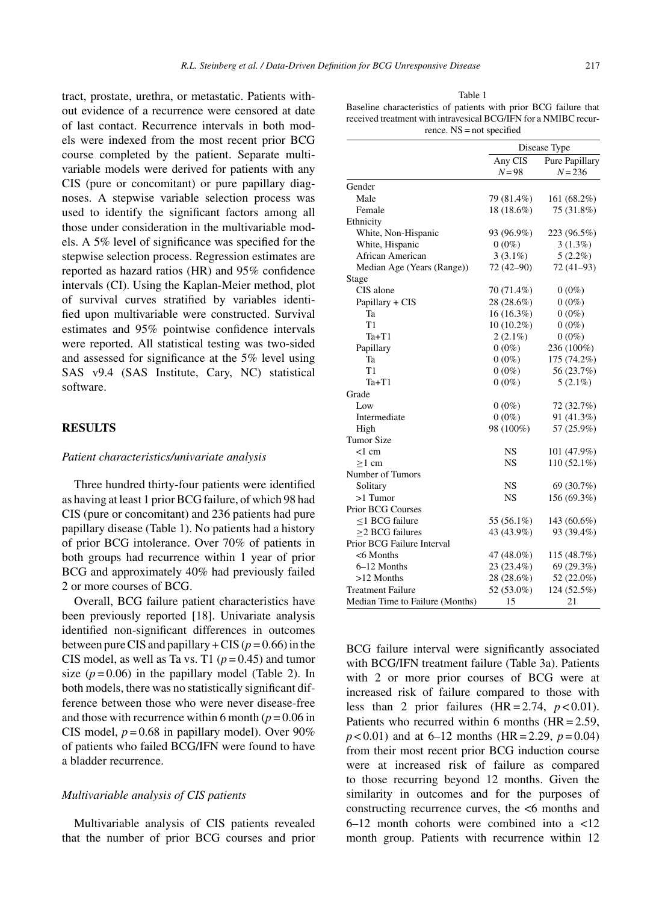tract, prostate, urethra, or metastatic. Patients without evidence of a recurrence were censored at date of last contact. Recurrence intervals in both models were indexed from the most recent prior BCG course completed by the patient. Separate multivariable models were derived for patients with any CIS (pure or concomitant) or pure papillary diagnoses. A stepwise variable selection process was used to identify the significant factors among all those under consideration in the multivariable models. A 5% level of significance was specified for the stepwise selection process. Regression estimates are reported as hazard ratios (HR) and 95% confidence intervals (CI). Using the Kaplan-Meier method, plot of survival curves stratified by variables identified upon multivariable were constructed. Survival estimates and 95% pointwise confidence intervals were reported. All statistical testing was two-sided and assessed for significance at the 5% level using SAS v9.4 (SAS Institute, Cary, NC) statistical software.

Table 1
Baseline characteristics of patients with prior BCG failure that received treatment with intravesical BCG/IFN for a NMIBC recurrence. NS = not specified

| | Disease Type | |
|---|---|---|
| | Any CIS $N = 98$ | Pure Papillary $N = 236$ |
| Gender | | |
| Male | 79 (81.4%) | 161 (68.2%) |
| Female | 18 (18.6%) | 75 (31.8%) |
| Ethnicity | | |
| White, Non-Hispanic | 93 (96.9%) | 223 (96.5%) |
| White, Hispanic | 0 (0%) | 3 (1.3%) |
| African American | 3 (3.1%) | 5 (2.2%) |
| Median Age (Years (Range)) | 72 (42–90) | 72 (41–93) |
| Stage | | |
| CIS alone | 70 (71.4%) | 0 (0%) |
| Papillary + CIS | 28 (28.6%) | 0 (0%) |
| Ta | 16 (16.3%) | 0 (0%) |
| T1 | 10 (10.2%) | 0 (0%) |
| Ta+T1 | 2 (2.1%) | 0 (0%) |
| Papillary | 0 (0%) | 236 (100%) |
| Ta | 0 (0%) | 175 (74.2%) |
| T1 | 0 (0%) | 56 (23.7%) |
| Ta+T1 | 0 (0%) | 5 (2.1%) |
| Grade | | |
| Low | 0 (0%) | 72 (32.7%) |
| Intermediate | 0 (0%) | 91 (41.3%) |
| High | 98 (100%) | 57 (25.9%) |
| Tumor Size | | |
| <1 cm | NS | 101 (47.9%) |
| ≥1 cm | NS | 110 (52.1%) |
| Number of Tumors | | |
| Solitary | NS | 69 (30.7%) |
| >1 Tumor | NS | 156 (69.3%) |
| Prior BCG Courses | | |
| ≤1 BCG failure | 55 (56.1%) | 143 (60.6%) |
| ≥2 BCG failures | 43 (43.9%) | 93 (39.4%) |
| Prior BCG Failure Interval | | |
| <6 Months | 47 (48.0%) | 115 (48.7%) |
| 6–12 Months | 23 (23.4%) | 69 (29.3%) |
| >12 Months | 28 (28.6%) | 52 (22.0%) |
| Treatment Failure | 52 (53.0%) | 124 (52.5%) |
| Median Time to Failure (Months) | 15 | 21 |

## RESULTS

### *Patient characteristics/univariate analysis*

Three hundred thirty-four patients were identified as having at least 1 prior BCG failure, of which 98 had CIS (pure or concomitant) and 236 patients had pure papillary disease (Table 1). No patients had a history of prior BCG intolerance. Over 70% of patients in both groups had recurrence within 1 year of prior BCG and approximately 40% had previously failed 2 or more courses of BCG.

Overall, BCG failure patient characteristics have been previously reported [18]. Univariate analysis identified non-significant differences in outcomes between pure CIS and papillary + CIS ($p = 0.66$) in the CIS model, as well as Ta vs. T1 ($p = 0.45$) and tumor size ($p = 0.06$) in the papillary model (Table 2). In both models, there was no statistically significant difference between those who were never disease-free and those with recurrence within 6 month ($p = 0.06$ in CIS model, $p = 0.68$ in papillary model). Over 90% of patients who failed BCG/IFN were found to have a bladder recurrence.

### *Multivariable analysis of CIS patients*

Multivariable analysis of CIS patients revealed that the number of prior BCG courses and prior BCG failure interval were significantly associated with BCG/IFN treatment failure (Table 3a). Patients with 2 or more prior courses of BCG were at increased risk of failure compared to those with less than 2 prior failures (HR = 2.74, $p < 0.01$). Patients who recurred within 6 months (HR = 2.59, $p < 0.01$) and at 6–12 months (HR = 2.29, $p = 0.04$) from their most recent prior BCG induction course were at increased risk of failure as compared to those recurring beyond 12 months. Given the similarity in outcomes and for the purposes of constructing recurrence curves, the <6 months and 6–12 month cohorts were combined into a <12 month group. Patients with recurrence within 12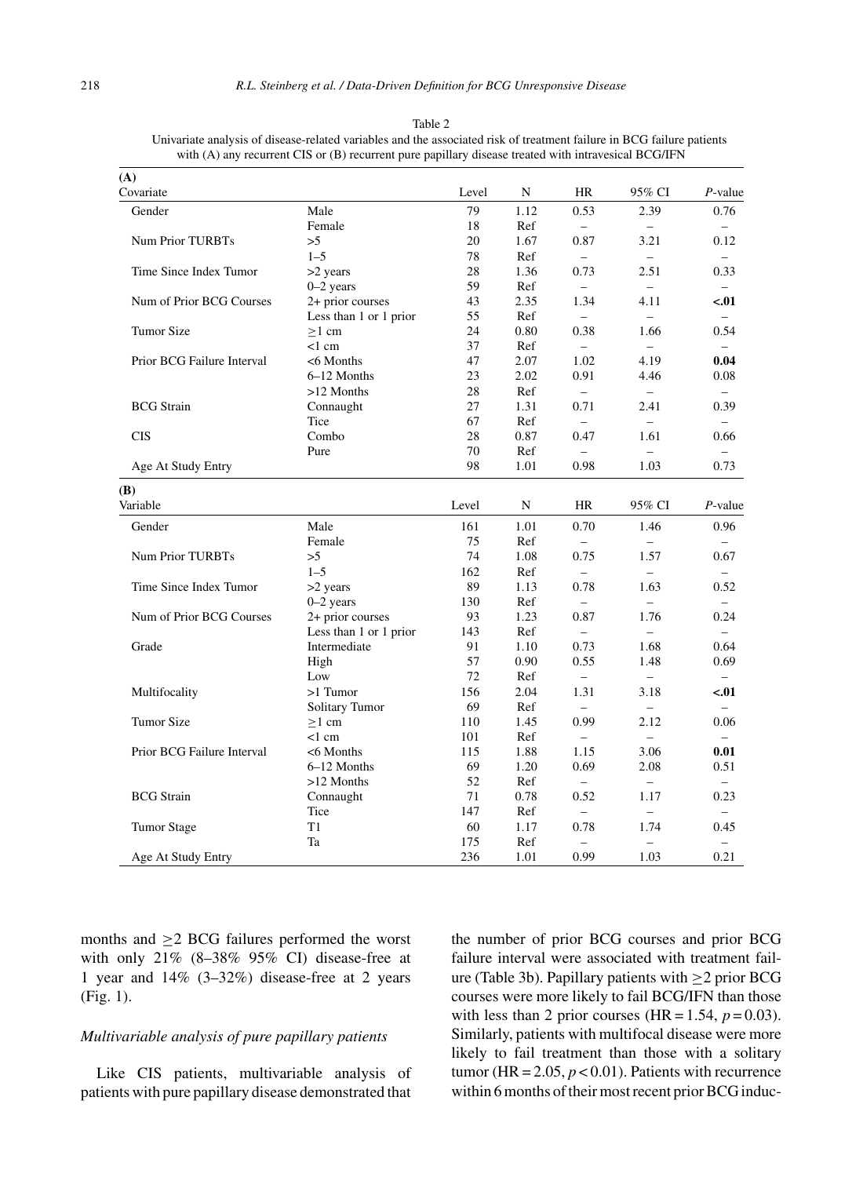Table 2
Univariate analysis of disease-related variables and the associated risk of treatment failure in BCG failure patients with (A) any recurrent CIS or (B) recurrent pure papillary disease treated with intravesical BCG/IFN

**(A)**

| Covariate | | Level | N | HR | 95% CI | *P*-value |
|---|---|---|---|---|---|---|
| Gender | Male | 79 | 1.12 | 0.53 | 2.39 | 0.76 |
| | Female | 18 | Ref | – | – | – |
| Num Prior TURBTs | >5 | 20 | 1.67 | 0.87 | 3.21 | 0.12 |
| | 1–5 | 78 | Ref | – | – | – |
| Time Since Index Tumor | >2 years | 28 | 1.36 | 0.73 | 2.51 | 0.33 |
| | 0–2 years | 59 | Ref | – | – | – |
| Num of Prior BCG Courses | 2+ prior courses | 43 | 2.35 | 1.34 | 4.11 | **<.01** |
| | Less than 1 or 1 prior | 55 | Ref | – | – | – |
| Tumor Size | ≥1 cm | 24 | 0.80 | 0.38 | 1.66 | 0.54 |
| | <1 cm | 37 | Ref | – | – | – |
| Prior BCG Failure Interval | <6 Months | 47 | 2.07 | 1.02 | 4.19 | **0.04** |
| | 6–12 Months | 23 | 2.02 | 0.91 | 4.46 | 0.08 |
| | >12 Months | 28 | Ref | – | – | – |
| BCG Strain | Connaught | 27 | 1.31 | 0.71 | 2.41 | 0.39 |
| | Tice | 67 | Ref | – | – | – |
| CIS | Combo | 28 | 0.87 | 0.47 | 1.61 | 0.66 |
| | Pure | 70 | Ref | – | – | – |
| Age At Study Entry | | 98 | 1.01 | 0.98 | 1.03 | 0.73 |

**(B)**

| Variable | | Level | N | HR | 95% CI | *P*-value |
|---|---|---|---|---|---|---|
| Gender | Male | 161 | 1.01 | 0.70 | 1.46 | 0.96 |
| | Female | 75 | Ref | – | – | – |
| Num Prior TURBTs | >5 | 74 | 1.08 | 0.75 | 1.57 | 0.67 |
| | 1–5 | 162 | Ref | – | – | – |
| Time Since Index Tumor | >2 years | 89 | 1.13 | 0.78 | 1.63 | 0.52 |
| | 0–2 years | 130 | Ref | – | – | – |
| Num of Prior BCG Courses | 2+ prior courses | 93 | 1.23 | 0.87 | 1.76 | 0.24 |
| | Less than 1 or 1 prior | 143 | Ref | – | – | – |
| Grade | Intermediate | 91 | 1.10 | 0.73 | 1.68 | 0.64 |
| | High | 57 | 0.90 | 0.55 | 1.48 | 0.69 |
| | Low | 72 | Ref | – | – | – |
| Multifocality | >1 Tumor | 156 | 2.04 | 1.31 | 3.18 | **<.01** |
| | Solitary Tumor | 69 | Ref | – | – | – |
| Tumor Size | ≥1 cm | 110 | 1.45 | 0.99 | 2.12 | 0.06 |
| | <1 cm | 101 | Ref | – | – | – |
| Prior BCG Failure Interval | <6 Months | 115 | 1.88 | 1.15 | 3.06 | **0.01** |
| | 6–12 Months | 69 | 1.20 | 0.69 | 2.08 | 0.51 |
| | >12 Months | 52 | Ref | – | – | – |
| BCG Strain | Connaught | 71 | 0.78 | 0.52 | 1.17 | 0.23 |
| | Tice | 147 | Ref | – | – | – |
| Tumor Stage | T1 | 60 | 1.17 | 0.78 | 1.74 | 0.45 |
| | Ta | 175 | Ref | – | – | – |
| Age At Study Entry | | 236 | 1.01 | 0.99 | 1.03 | 0.21 |

months and ≥2 BCG failures performed the worst with only 21% (8–38% 95% CI) disease-free at 1 year and 14% (3–32%) disease-free at 2 years (Fig. 1).

### *Multivariable analysis of pure papillary patients*

Like CIS patients, multivariable analysis of patients with pure papillary disease demonstrated that the number of prior BCG courses and prior BCG failure interval were associated with treatment failure (Table 3b). Papillary patients with ≥2 prior BCG courses were more likely to fail BCG/IFN than those with less than 2 prior courses (HR = 1.54, $p = 0.03$). Similarly, patients with multifocal disease were more likely to fail treatment than those with a solitary tumor (HR = 2.05, $p < 0.01$). Patients with recurrence within 6 months of their most recent prior BCG induc-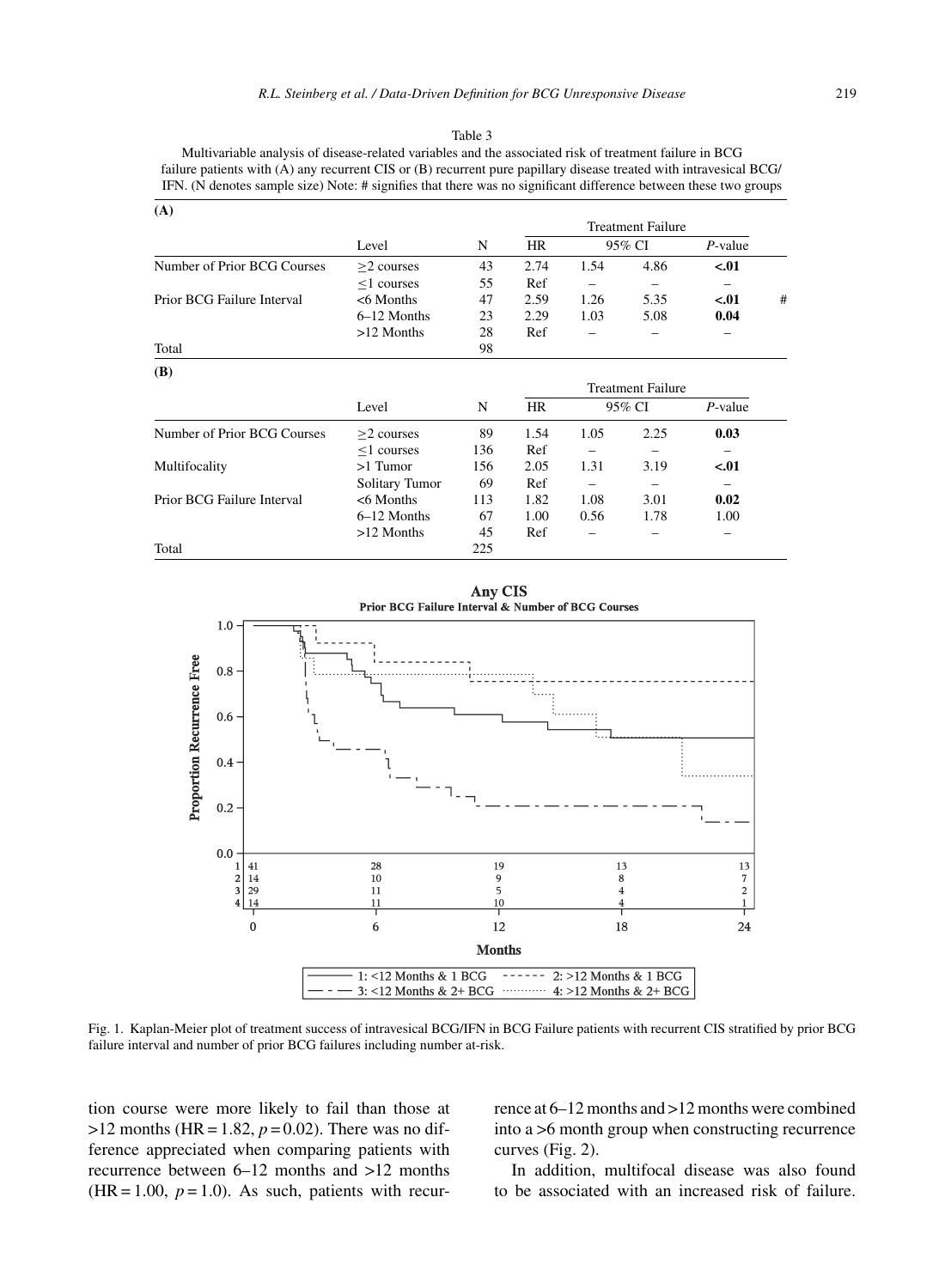Table 3
Multivariable analysis of disease-related variables and the associated risk of treatment failure in BCG failure patients with (A) any recurrent CIS or (B) recurrent pure papillary disease treated with intravesical BCG/IFN. (N denotes sample size) Note: # signifies that there was no significant difference between these two groups

**(A)**

| | Level | N | Treatment Failure | | | | |
|---|---|---|---|---|---|---|---|
| | | | HR | 95% CI | | *P*-value | |
| Number of Prior BCG Courses | ≥2 courses | 43 | 2.74 | 1.54 | 4.86 | **<.01** | |
| | ≤1 courses | 55 | Ref | – | – | – | |
| Prior BCG Failure Interval | <6 Months | 47 | 2.59 | 1.26 | 5.35 | **<.01** | # |
| | 6–12 Months | 23 | 2.29 | 1.03 | 5.08 | **0.04** | |
| | >12 Months | 28 | Ref | – | – | – | |
| Total | | 98 | | | | | |

**(B)**

| | Level | N | Treatment Failure | | | |
|---|---|---|---|---|---|---|
| | | | HR | 95% CI | | *P*-value |
| Number of Prior BCG Courses | ≥2 courses | 89 | 1.54 | 1.05 | 2.25 | **0.03** |
| | ≤1 courses | 136 | Ref | – | – | – |
| Multifocality | >1 Tumor | 156 | 2.05 | 1.31 | 3.19 | **<.01** |
| | Solitary Tumor | 69 | Ref | – | – | – |
| Prior BCG Failure Interval | <6 Months | 113 | 1.82 | 1.08 | 3.01 | **0.02** |
| | 6–12 Months | 67 | 1.00 | 0.56 | 1.78 | 1.00 |
| | >12 Months | 45 | Ref | – | – | – |
| Total | | 225 | | | | |

Fig. 1. Kaplan-Meier plot of treatment success of intravesical BCG/IFN in BCG Failure patients with recurrent CIS stratified by prior BCG failure interval and number of prior BCG failures including number at-risk.

tion course were more likely to fail than those at >12 months (HR = 1.82, $p = 0.02$). There was no difference appreciated when comparing patients with recurrence between 6–12 months and >12 months (HR = 1.00, $p = 1.0$). As such, patients with recurrence at 6–12 months and >12 months were combined into a >6 month group when constructing recurrence curves (Fig. 2).

In addition, multifocal disease was also found to be associated with an increased risk of failure.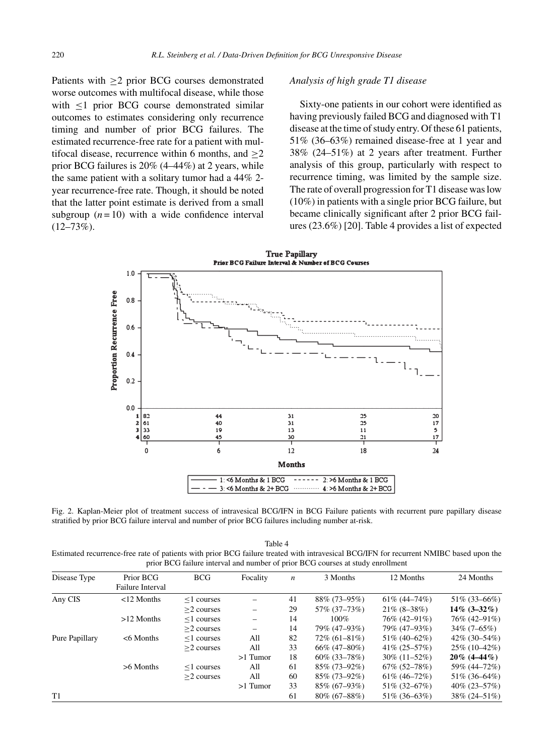Patients with ≥2 prior BCG courses demonstrated worse outcomes with multifocal disease, while those with ≤1 prior BCG course demonstrated similar outcomes to estimates considering only recurrence timing and number of prior BCG failures. The estimated recurrence-free rate for a patient with multifocal disease, recurrence within 6 months, and ≥2 prior BCG failures is 20% (4–44%) at 2 years, while the same patient with a solitary tumor had a 44% 2-year recurrence-free rate. Though, it should be noted that the latter point estimate is derived from a small subgroup ($n = 10$) with a wide confidence interval (12–73%).

*Analysis of high grade T1 disease*

Sixty-one patients in our cohort were identified as having previously failed BCG and diagnosed with T1 disease at the time of study entry. Of these 61 patients, 51% (36–63%) remained disease-free at 1 year and 38% (24–51%) at 2 years after treatment. Further analysis of this group, particularly with respect to recurrence timing, was limited by the sample size. The rate of overall progression for T1 disease was low (10%) in patients with a single prior BCG failure, but became clinically significant after 2 prior BCG failures (23.6%) [20]. Table 4 provides a list of expected

Fig. 2. Kaplan-Meier plot of treatment success of intravesical BCG/IFN in BCG Failure patients with recurrent pure papillary disease stratified by prior BCG failure interval and number of prior BCG failures including number at-risk.

Table 4
Estimated recurrence-free rate of patients with prior BCG failure treated with intravesical BCG/IFN for recurrent NMIBC based upon the prior BCG failure interval and number of prior BCG courses at study enrollment

| Disease Type | Prior BCG Failure Interval | BCG | Focality | $n$ | 3 Months | 12 Months | 24 Months |
|---|---|---|---|---|---|---|---|
| Any CIS | <12 Months | ≤1 courses | – | 41 | 88% (73–95%) | 61% (44–74%) | 51% (33–66%) |
| | | ≥2 courses | – | 29 | 57% (37–73%) | 21% (8–38%) | **14% (3–32%)** |
| | >12 Months | ≤1 courses | – | 14 | 100% | 76% (42–91%) | 76% (42–91%) |
| | | ≥2 courses | – | 14 | 79% (47–93%) | 79% (47–93%) | 34% (7–65%) |
| Pure Papillary | <6 Months | ≤1 courses | All | 82 | 72% (61–81%) | 51% (40–62%) | 42% (30–54%) |
| | | ≥2 courses | All | 33 | 66% (47–80%) | 41% (25–57%) | 25% (10–42%) |
| | | | >1 Tumor | 18 | 60% (33–78%) | 30% (11–52%) | **20% (4–44%)** |
| | >6 Months | ≤1 courses | All | 61 | 85% (73–92%) | 67% (52–78%) | 59% (44–72%) |
| | | ≥2 courses | All | 60 | 85% (73–92%) | 61% (46–72%) | 51% (36–64%) |
| | | | >1 Tumor | 33 | 85% (67–93%) | 51% (32–67%) | 40% (23–57%) |
| T1 | | | | 61 | 80% (67–88%) | 51% (36–63%) | 38% (24–51%) |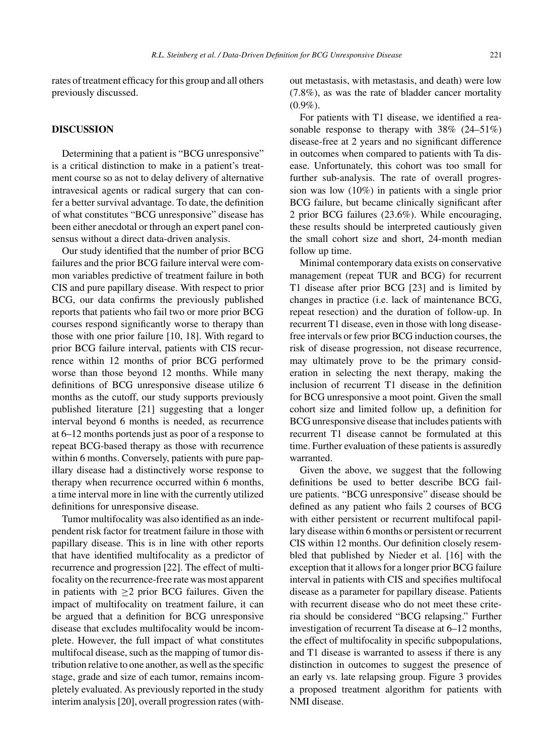rates of treatment efficacy for this group and all others previously discussed.

## DISCUSSION

Determining that a patient is "BCG unresponsive" is a critical distinction to make in a patient's treatment course so as not to delay delivery of alternative intravesical agents or radical surgery that can confer a better survival advantage. To date, the definition of what constitutes "BCG unresponsive" disease has been either anecdotal or through an expert panel consensus without a direct data-driven analysis.

Our study identified that the number of prior BCG failures and the prior BCG failure interval were common variables predictive of treatment failure in both CIS and pure papillary disease. With respect to prior BCG, our data confirms the previously published reports that patients who fail two or more prior BCG courses respond significantly worse to therapy than those with one prior failure [10, 18]. With regard to prior BCG failure interval, patients with CIS recurrence within 12 months of prior BCG performed worse than those beyond 12 months. While many definitions of BCG unresponsive disease utilize 6 months as the cutoff, our study supports previously published literature [21] suggesting that a longer interval beyond 6 months is needed, as recurrence at 6–12 months portends just as poor of a response to repeat BCG-based therapy as those with recurrence within 6 months. Conversely, patients with pure papillary disease had a distinctively worse response to therapy when recurrence occurred within 6 months, a time interval more in line with the currently utilized definitions for unresponsive disease.

Tumor multifocality was also identified as an independent risk factor for treatment failure in those with papillary disease. This is in line with other reports that have identified multifocality as a predictor of recurrence and progression [22]. The effect of multifocality on the recurrence-free rate was most apparent in patients with $\geq$2 prior BCG failures. Given the impact of multifocality on treatment failure, it can be argued that a definition for BCG unresponsive disease that excludes multifocality would be incomplete. However, the full impact of what constitutes multifocal disease, such as the mapping of tumor distribution relative to one another, as well as the specific stage, grade and size of each tumor, remains incompletely evaluated. As previously reported in the study interim analysis [20], overall progression rates (without metastasis, with metastasis, and death) were low (7.8%), as was the rate of bladder cancer mortality (0.9%).

For patients with T1 disease, we identified a reasonable response to therapy with 38% (24–51%) disease-free at 2 years and no significant difference in outcomes when compared to patients with Ta disease. Unfortunately, this cohort was too small for further sub-analysis. The rate of overall progression was low (10%) in patients with a single prior BCG failure, but became clinically significant after 2 prior BCG failures (23.6%). While encouraging, these results should be interpreted cautiously given the small cohort size and short, 24-month median follow up time.

Minimal contemporary data exists on conservative management (repeat TUR and BCG) for recurrent T1 disease after prior BCG [23] and is limited by changes in practice (i.e. lack of maintenance BCG, repeat resection) and the duration of follow-up. In recurrent T1 disease, even in those with long disease-free intervals or few prior BCG induction courses, the risk of disease progression, not disease recurrence, may ultimately prove to be the primary consideration in selecting the next therapy, making the inclusion of recurrent T1 disease in the definition for BCG unresponsive a moot point. Given the small cohort size and limited follow up, a definition for BCG unresponsive disease that includes patients with recurrent T1 disease cannot be formulated at this time. Further evaluation of these patients is assuredly warranted.

Given the above, we suggest that the following definitions be used to better describe BCG failure patients. "BCG unresponsive" disease should be defined as any patient who fails 2 courses of BCG with either persistent or recurrent multifocal papillary disease within 6 months or persistent or recurrent CIS within 12 months. Our definition closely resembled that published by Nieder et al. [16] with the exception that it allows for a longer prior BCG failure interval in patients with CIS and specifies multifocal disease as a parameter for papillary disease. Patients with recurrent disease who do not meet these criteria should be considered "BCG relapsing." Further investigation of recurrent Ta disease at 6–12 months, the effect of multifocality in specific subpopulations, and T1 disease is warranted to assess if there is any distinction in outcomes to suggest the presence of an early vs. late relapsing group. Figure 3 provides a proposed treatment algorithm for patients with NMI disease.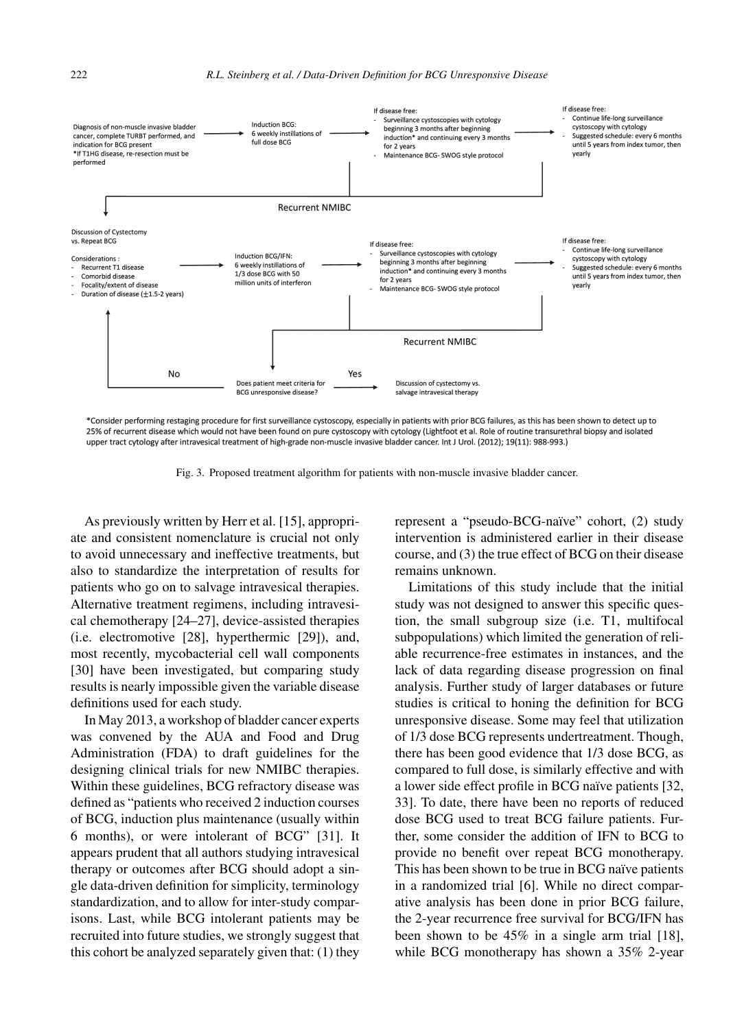Diagnosis of non-muscle invasive bladder cancer, complete TURBT performed, and indication for BCG present
*If T1HG disease, re-resection must be performed

→ Induction BCG:
6 weekly instillations of full dose BCG

→ If disease free:
- Surveillance cystoscopies with cytology beginning 3 months after beginning induction* and continuing every 3 months for 2 years
- Maintenance BCG- SWOG style protocol

→ If disease free:
- Continue life-long surveillance cystoscopy with cytology
- Suggested schedule: every 6 months until 5 years from index tumor, then yearly

Recurrent NMIBC

Discussion of Cystectomy vs. Repeat BCG

Considerations :
- Recurrent T1 disease
- Comorbid disease
- Focality/extent of disease
- Duration of disease (±1.5-2 years)

→ Induction BCG/IFN:
6 weekly instillations of 1/3 dose BCG with 50 million units of interferon

→ If disease free:
- Surveillance cystoscopies with cytology beginning 3 months after beginning induction* and continuing every 3 months for 2 years
- Maintenance BCG- SWOG style protocol

→ If disease free:
- Continue life-long surveillance cystoscopy with cytology
- Suggested schedule: every 6 months until 5 years from index tumor, then yearly

Recurrent NMIBC

Does patient meet criteria for BCG unresponsive disease?
No → Discussion of Cystectomy vs. Repeat BCG
Yes → Discussion of cystectomy vs. salvage intravesical therapy

*Consider performing restaging procedure for first surveillance cystoscopy, especially in patients with prior BCG failures, as this has been shown to detect up to 25% of recurrent disease which would not have been found on pure cystoscopy with cytology (Lightfoot et al. Role of routine transurethral biopsy and isolated upper tract cytology after intravesical treatment of high-grade non-muscle invasive bladder cancer. Int J Urol. (2012); 19(11): 988-993.)

Fig. 3. Proposed treatment algorithm for patients with non-muscle invasive bladder cancer.

As previously written by Herr et al. [15], appropriate and consistent nomenclature is crucial not only to avoid unnecessary and ineffective treatments, but also to standardize the interpretation of results for patients who go on to salvage intravesical therapies. Alternative treatment regimens, including intravesical chemotherapy [24–27], device-assisted therapies (i.e. electromotive [28], hyperthermic [29]), and, most recently, mycobacterial cell wall components [30] have been investigated, but comparing study results is nearly impossible given the variable disease definitions used for each study.

In May 2013, a workshop of bladder cancer experts was convened by the AUA and Food and Drug Administration (FDA) to draft guidelines for the designing clinical trials for new NMIBC therapies. Within these guidelines, BCG refractory disease was defined as "patients who received 2 induction courses of BCG, induction plus maintenance (usually within 6 months), or were intolerant of BCG" [31]. It appears prudent that all authors studying intravesical therapy or outcomes after BCG should adopt a single data-driven definition for simplicity, terminology standardization, and to allow for inter-study comparisons. Last, while BCG intolerant patients may be recruited into future studies, we strongly suggest that this cohort be analyzed separately given that: (1) they represent a "pseudo-BCG-naïve" cohort, (2) study intervention is administered earlier in their disease course, and (3) the true effect of BCG on their disease remains unknown.

Limitations of this study include that the initial study was not designed to answer this specific question, the small subgroup size (i.e. T1, multifocal subpopulations) which limited the generation of reliable recurrence-free estimates in instances, and the lack of data regarding disease progression on final analysis. Further study of larger databases or future studies is critical to honing the definition for BCG unresponsive disease. Some may feel that utilization of 1/3 dose BCG represents undertreatment. Though, there has been good evidence that 1/3 dose BCG, as compared to full dose, is similarly effective and with a lower side effect profile in BCG naïve patients [32, 33]. To date, there have been no reports of reduced dose BCG used to treat BCG failure patients. Further, some consider the addition of IFN to BCG to provide no benefit over repeat BCG monotherapy. This has been shown to be true in BCG naïve patients in a randomized trial [6]. While no direct comparative analysis has been done in prior BCG failure, the 2-year recurrence free survival for BCG/IFN has been shown to be 45% in a single arm trial [18], while BCG monotherapy has shown a 35% 2-year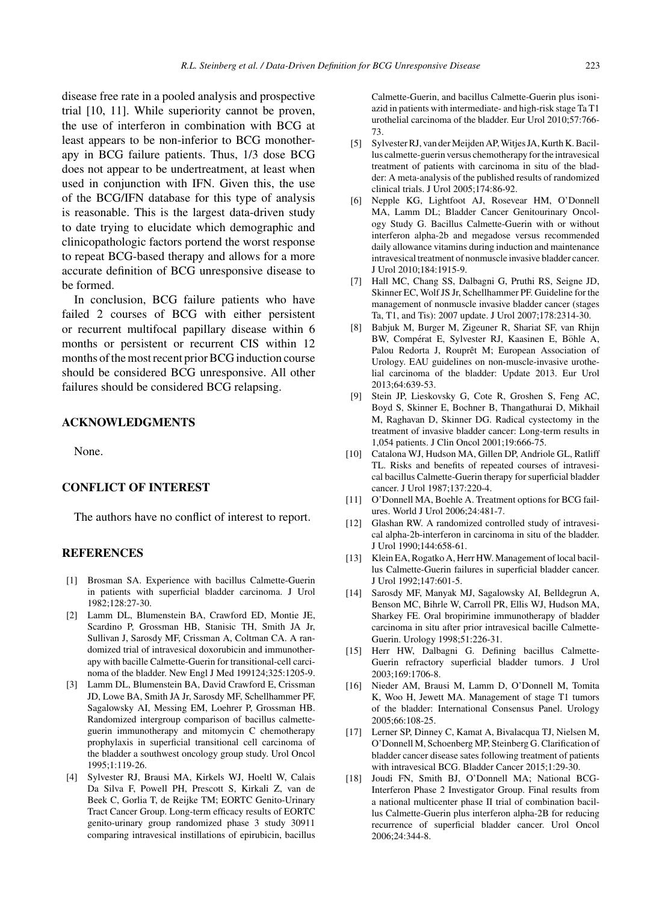disease free rate in a pooled analysis and prospective trial [10, 11]. While superiority cannot be proven, the use of interferon in combination with BCG at least appears to be non-inferior to BCG monotherapy in BCG failure patients. Thus, 1/3 dose BCG does not appear to be undertreatment, at least when used in conjunction with IFN. Given this, the use of the BCG/IFN database for this type of analysis is reasonable. This is the largest data-driven study to date trying to elucidate which demographic and clinicopathologic factors portend the worst response to repeat BCG-based therapy and allows for a more accurate definition of BCG unresponsive disease to be formed.

In conclusion, BCG failure patients who have failed 2 courses of BCG with either persistent or recurrent multifocal papillary disease within 6 months or persistent or recurrent CIS within 12 months of the most recent prior BCG induction course should be considered BCG unresponsive. All other failures should be considered BCG relapsing.

## ACKNOWLEDGMENTS

None.

## CONFLICT OF INTEREST

The authors have no conflict of interest to report.

## REFERENCES

[1] Brosman SA. Experience with bacillus Calmette-Guerin in patients with superficial bladder carcinoma. J Urol 1982;128:27-30.

[2] Lamm DL, Blumenstein BA, Crawford ED, Montie JE, Scardino P, Grossman HB, Stanisic TH, Smith JA Jr, Sullivan J, Sarosdy MF, Crissman A, Coltman CA. A randomized trial of intravesical doxorubicin and immunotherapy with bacille Calmette-Guerin for transitional-cell carcinoma of the bladder. New Engl J Med 199124;325:1205-9.

[3] Lamm DL, Blumenstein BA, David Crawford E, Crissman JD, Lowe BA, Smith JA Jr, Sarosdy MF, Schellhammer PF, Sagalowsky AI, Messing EM, Loehrer P, Grossman HB. Randomized intergroup comparison of bacillus calmette-guerin immunotherapy and mitomycin C chemotherapy prophylaxis in superficial transitional cell carcinoma of the bladder a southwest oncology group study. Urol Oncol 1995;1:119-26.

[4] Sylvester RJ, Brausi MA, Kirkels WJ, Hoeltl W, Calais Da Silva F, Powell PH, Prescott S, Kirkali Z, van de Beek C, Gorlia T, de Reijke TM; EORTC Genito-Urinary Tract Cancer Group. Long-term efficacy results of EORTC genito-urinary group randomized phase 3 study 30911 comparing intravesical instillations of epirubicin, bacillus Calmette-Guerin, and bacillus Calmette-Guerin plus isoniazid in patients with intermediate- and high-risk stage Ta T1 urothelial carcinoma of the bladder. Eur Urol 2010;57:766-73.

[5] Sylvester RJ, van der Meijden AP, Witjes JA, Kurth K. Bacillus calmette-guerin versus chemotherapy for the intravesical treatment of patients with carcinoma in situ of the bladder: A meta-analysis of the published results of randomized clinical trials. J Urol 2005;174:86-92.

[6] Nepple KG, Lightfoot AJ, Rosevear HM, O'Donnell MA, Lamm DL; Bladder Cancer Genitourinary Oncology Study G. Bacillus Calmette-Guerin with or without interferon alpha-2b and megadose versus recommended daily allowance vitamins during induction and maintenance intravesical treatment of nonmuscle invasive bladder cancer. J Urol 2010;184:1915-9.

[7] Hall MC, Chang SS, Dalbagni G, Pruthi RS, Seigne JD, Skinner EC, Wolf JS Jr, Schellhammer PF. Guideline for the management of nonmuscle invasive bladder cancer (stages Ta, T1, and Tis): 2007 update. J Urol 2007;178:2314-30.

[8] Babjuk M, Burger M, Zigeuner R, Shariat SF, van Rhijn BW, Compérat E, Sylvester RJ, Kaasinen E, Böhle A, Palou Redorta J, Rouprêt M; European Association of Urology. EAU guidelines on non-muscle-invasive urothelial carcinoma of the bladder: Update 2013. Eur Urol 2013;64:639-53.

[9] Stein JP, Lieskovsky G, Cote R, Groshen S, Feng AC, Boyd S, Skinner E, Bochner B, Thangathurai D, Mikhail M, Raghavan D, Skinner DG. Radical cystectomy in the treatment of invasive bladder cancer: Long-term results in 1,054 patients. J Clin Oncol 2001;19:666-75.

[10] Catalona WJ, Hudson MA, Gillen DP, Andriole GL, Ratliff TL. Risks and benefits of repeated courses of intravesical bacillus Calmette-Guerin therapy for superficial bladder cancer. J Urol 1987;137:220-4.

[11] O'Donnell MA, Boehle A. Treatment options for BCG failures. World J Urol 2006;24:481-7.

[12] Glashan RW. A randomized controlled study of intravesical alpha-2b-interferon in carcinoma in situ of the bladder. J Urol 1990;144:658-61.

[13] Klein EA, Rogatko A, Herr HW. Management of local bacillus Calmette-Guerin failures in superficial bladder cancer. J Urol 1992;147:601-5.

[14] Sarosdy MF, Manyak MJ, Sagalowsky AI, Belldegrun A, Benson MC, Bihrle W, Carroll PR, Ellis WJ, Hudson MA, Sharkey FE. Oral bropirimine immunotherapy of bladder carcinoma in situ after prior intravesical bacille Calmette-Guerin. Urology 1998;51:226-31.

[15] Herr HW, Dalbagni G. Defining bacillus Calmette-Guerin refractory superficial bladder tumors. J Urol 2003;169:1706-8.

[16] Nieder AM, Brausi M, Lamm D, O'Donnell M, Tomita K, Woo H, Jewett MA. Management of stage T1 tumors of the bladder: International Consensus Panel. Urology 2005;66:108-25.

[17] Lerner SP, Dinney C, Kamat A, Bivalacqua TJ, Nielsen M, O'Donnell M, Schoenberg MP, Steinberg G. Clarification of bladder cancer disease sates following treatment of patients with intravesical BCG. Bladder Cancer 2015;1:29-30.

[18] Joudi FN, Smith BJ, O'Donnell MA; National BCG-Interferon Phase 2 Investigator Group. Final results from a national multicenter phase II trial of combination bacillus Calmette-Guerin plus interferon alpha-2B for reducing recurrence of superficial bladder cancer. Urol Oncol 2006;24:344-8.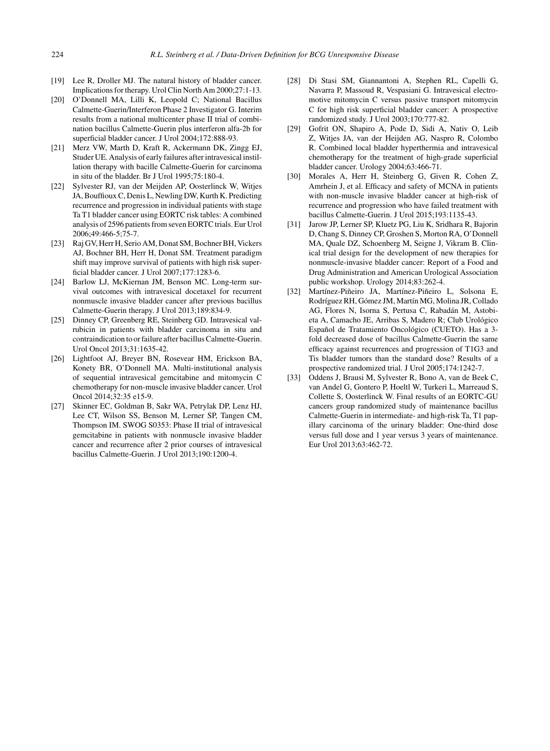[19] Lee R, Droller MJ. The natural history of bladder cancer. Implications for therapy. Urol Clin North Am 2000;27:1-13.

[20] O'Donnell MA, Lilli K, Leopold C; National Bacillus Calmette-Guerin/Interferon Phase 2 Investigator G. Interim results from a national multicenter phase II trial of combination bacillus Calmette-Guerin plus interferon alfa-2b for superficial bladder cancer. J Urol 2004;172:888-93.

[21] Merz VW, Marth D, Kraft R, Ackermann DK, Zingg EJ, Studer UE. Analysis of early failures after intravesical instillation therapy with bacille Calmette-Guerin for carcinoma in situ of the bladder. Br J Urol 1995;75:180-4.

[22] Sylvester RJ, van der Meijden AP, Oosterlinck W, Witjes JA, Bouffioux C, Denis L, Newling DW, Kurth K. Predicting recurrence and progression in individual patients with stage Ta T1 bladder cancer using EORTC risk tables: A combined analysis of 2596 patients from seven EORTC trials. Eur Urol 2006;49:466-5;75-7.

[23] Raj GV, Herr H, Serio AM, Donat SM, Bochner BH, Vickers AJ, Bochner BH, Herr H, Donat SM. Treatment paradigm shift may improve survival of patients with high risk superficial bladder cancer. J Urol 2007;177:1283-6.

[24] Barlow LJ, McKiernan JM, Benson MC. Long-term survival outcomes with intravesical docetaxel for recurrent nonmuscle invasive bladder cancer after previous bacillus Calmette-Guerin therapy. J Urol 2013;189:834-9.

[25] Dinney CP, Greenberg RE, Steinberg GD. Intravesical valrubicin in patients with bladder carcinoma in situ and contraindication to or failure after bacillus Calmette-Guerin. Urol Oncol 2013;31:1635-42.

[26] Lightfoot AJ, Breyer BN, Rosevear HM, Erickson BA, Konety BR, O'Donnell MA. Multi-institutional analysis of sequential intravesical gemcitabine and mitomycin C chemotherapy for non-muscle invasive bladder cancer. Urol Oncol 2014;32:35 e15-9.

[27] Skinner EC, Goldman B, Sakr WA, Petrylak DP, Lenz HJ, Lee CT, Wilson SS, Benson M, Lerner SP, Tangen CM, Thompson IM. SWOG S0353: Phase II trial of intravesical gemcitabine in patients with nonmuscle invasive bladder cancer and recurrence after 2 prior courses of intravesical bacillus Calmette-Guerin. J Urol 2013;190:1200-4.

[28] Di Stasi SM, Giannantoni A, Stephen RL, Capelli G, Navarra P, Massoud R, Vespasiani G. Intravesical electromotive mitomycin C versus passive transport mitomycin C for high risk superficial bladder cancer: A prospective randomized study. J Urol 2003;170:777-82.

[29] Gofrit ON, Shapiro A, Pode D, Sidi A, Nativ O, Leib Z, Witjes JA, van der Heijden AG, Naspro R, Colombo R. Combined local bladder hyperthermia and intravesical chemotherapy for the treatment of high-grade superficial bladder cancer. Urology 2004;63:466-71.

[30] Morales A, Herr H, Steinberg G, Given R, Cohen Z, Amrhein J, et al. Efficacy and safety of MCNA in patients with non-muscle invasive bladder cancer at high-risk of recurrence and progression who have failed treatment with bacillus Calmette-Guerin. J Urol 2015;193:1135-43.

[31] Jarow JP, Lerner SP, Kluetz PG, Liu K, Sridhara R, Bajorin D, Chang S, Dinney CP, Groshen S, Morton RA, O'Donnell MA, Quale DZ, Schoenberg M, Seigne J, Vikram B. Clinical trial design for the development of new therapies for nonmuscle-invasive bladder cancer: Report of a Food and Drug Administration and American Urological Association public workshop. Urology 2014;83:262-4.

[32] Martínez-Piñeiro JA, Martínez-Piñeiro L, Solsona E, Rodríguez RH, Gómez JM, Martín MG, Molina JR, Collado AG, Flores N, Isorna S, Pertusa C, Rabadán M, Astobieta A, Camacho JE, Arribas S, Madero R; Club Urológico Español de Tratamiento Oncológico (CUETO). Has a 3-fold decreased dose of bacillus Calmette-Guerin the same efficacy against recurrences and progression of T1G3 and Tis bladder tumors than the standard dose? Results of a prospective randomized trial. J Urol 2005;174:1242-7.

[33] Oddens J, Brausi M, Sylvester R, Bono A, van de Beek C, van Andel G, Gontero P, Hoeltl W, Turkeri L, Marreaud S, Collette S, Oosterlinck W. Final results of an EORTC-GU cancers group randomized study of maintenance bacillus Calmette-Guerin in intermediate- and high-risk Ta, T1 papillary carcinoma of the urinary bladder: One-third dose versus full dose and 1 year versus 3 years of maintenance. Eur Urol 2013;63:462-72.